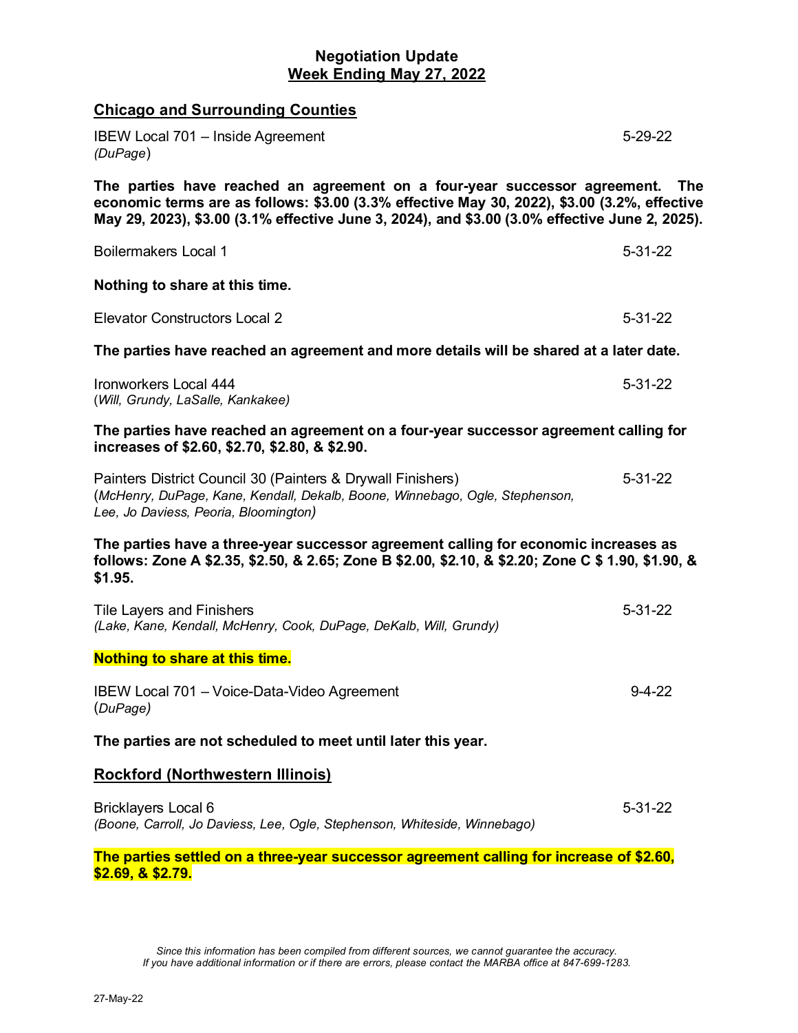# Negotiation Update
## Week Ending May 27, 2022

## Chicago and Surrounding Counties

IBEW Local 701 – Inside Agreement 5-29-22
*(DuPage)*

**The parties have reached an agreement on a four-year successor agreement. The economic terms are as follows: $3.00 (3.3% effective May 30, 2022), $3.00 (3.2%, effective May 29, 2023), $3.00 (3.1% effective June 3, 2024), and $3.00 (3.0% effective June 2, 2025).**

Boilermakers Local 1 5-31-22

**Nothing to share at this time.**

Elevator Constructors Local 2 5-31-22

**The parties have reached an agreement and more details will be shared at a later date.**

Ironworkers Local 444 5-31-22
(*Will, Grundy, LaSalle, Kankakee)*

**The parties have reached an agreement on a four-year successor agreement calling for increases of $2.60, $2.70, $2.80, & $2.90.**

Painters District Council 30 (Painters & Drywall Finishers) 5-31-22
(*McHenry, DuPage, Kane, Kendall, Dekalb, Boone, Winnebago, Ogle, Stephenson, Lee, Jo Daviess, Peoria, Bloomington)*

**The parties have a three-year successor agreement calling for economic increases as follows: Zone A $2.35, $2.50, & 2.65; Zone B $2.00, $2.10, & $2.20; Zone C $ 1.90, $1.90, & $1.95.**

Tile Layers and Finishers 5-31-22
*(Lake, Kane, Kendall, McHenry, Cook, DuPage, DeKalb, Will, Grundy)*

**Nothing to share at this time.**

IBEW Local 701 – Voice-Data-Video Agreement 9-4-22
(*DuPage)*

**The parties are not scheduled to meet until later this year.**

## Rockford (Northwestern Illinois)

Bricklayers Local 6 5-31-22
*(Boone, Carroll, Jo Daviess, Lee, Ogle, Stephenson, Whiteside, Winnebago)*

**The parties settled on a three-year successor agreement calling for increase of $2.60, $2.69, & $2.79.**

*Since this information has been compiled from different sources, we cannot guarantee the accuracy. If you have additional information or if there are errors, please contact the MARBA office at 847-699-1283.*

27-May-22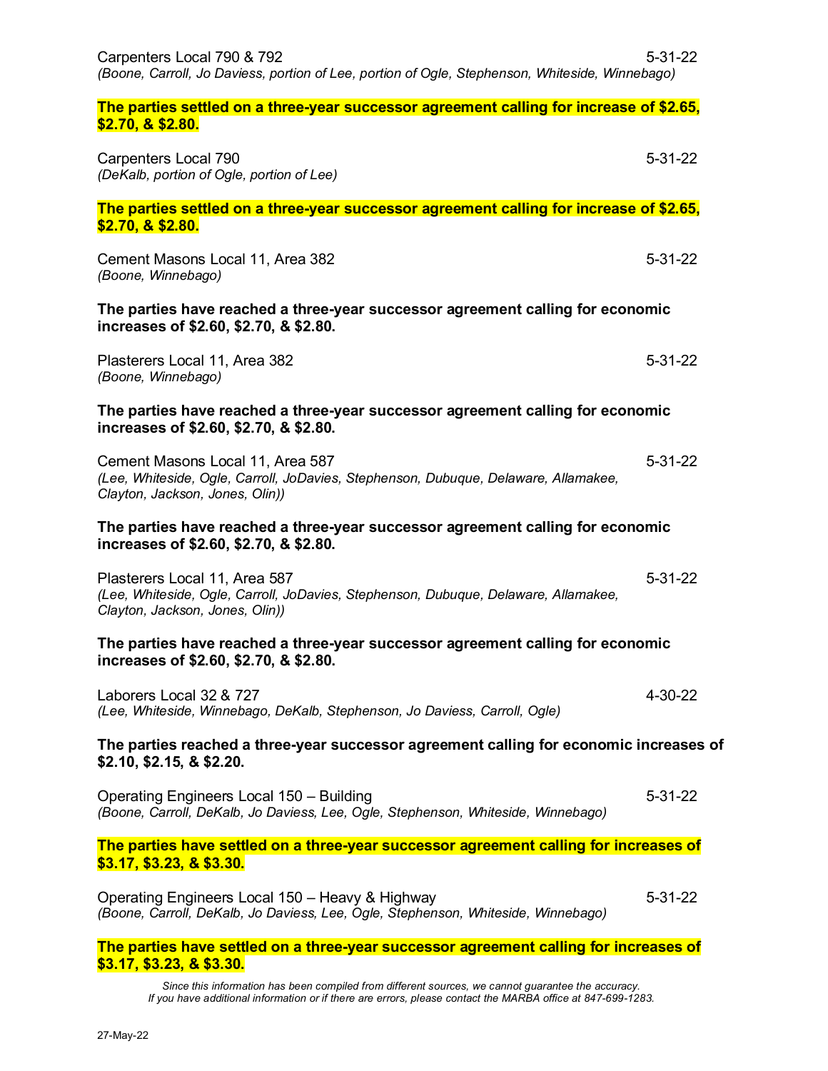Carpenters Local 790 & 792 5-31-22
*(Boone, Carroll, Jo Daviess, portion of Lee, portion of Ogle, Stephenson, Whiteside, Winnebago)*

**The parties settled on a three-year successor agreement calling for increase of $2.65, $2.70, & $2.80.**

Carpenters Local 790 5-31-22
*(DeKalb, portion of Ogle, portion of Lee)*

**The parties settled on a three-year successor agreement calling for increase of $2.65, $2.70, & $2.80.**

Cement Masons Local 11, Area 382 5-31-22
*(Boone, Winnebago)*

**The parties have reached a three-year successor agreement calling for economic increases of $2.60, $2.70, & $2.80.**

Plasterers Local 11, Area 382 5-31-22
*(Boone, Winnebago)*

**The parties have reached a three-year successor agreement calling for economic increases of $2.60, $2.70, & $2.80.**

Cement Masons Local 11, Area 587 5-31-22
*(Lee, Whiteside, Ogle, Carroll, JoDavies, Stephenson, Dubuque, Delaware, Allamakee, Clayton, Jackson, Jones, Olin))*

**The parties have reached a three-year successor agreement calling for economic increases of $2.60, $2.70, & $2.80.**

Plasterers Local 11, Area 587 5-31-22
*(Lee, Whiteside, Ogle, Carroll, JoDavies, Stephenson, Dubuque, Delaware, Allamakee, Clayton, Jackson, Jones, Olin))*

**The parties have reached a three-year successor agreement calling for economic increases of $2.60, $2.70, & $2.80.**

Laborers Local 32 & 727 4-30-22
*(Lee, Whiteside, Winnebago, DeKalb, Stephenson, Jo Daviess, Carroll, Ogle)*

**The parties reached a three-year successor agreement calling for economic increases of $2.10, $2.15, & $2.20.**

Operating Engineers Local 150 – Building 5-31-22
*(Boone, Carroll, DeKalb, Jo Daviess, Lee, Ogle, Stephenson, Whiteside, Winnebago)*

**The parties have settled on a three-year successor agreement calling for increases of $3.17, $3.23, & $3.30.**

Operating Engineers Local 150 – Heavy & Highway 5-31-22
*(Boone, Carroll, DeKalb, Jo Daviess, Lee, Ogle, Stephenson, Whiteside, Winnebago)*

**The parties have settled on a three-year successor agreement calling for increases of $3.17, $3.23, & $3.30.**

*Since this information has been compiled from different sources, we cannot guarantee the accuracy.*
*If you have additional information or if there are errors, please contact the MARBA office at 847-699-1283.*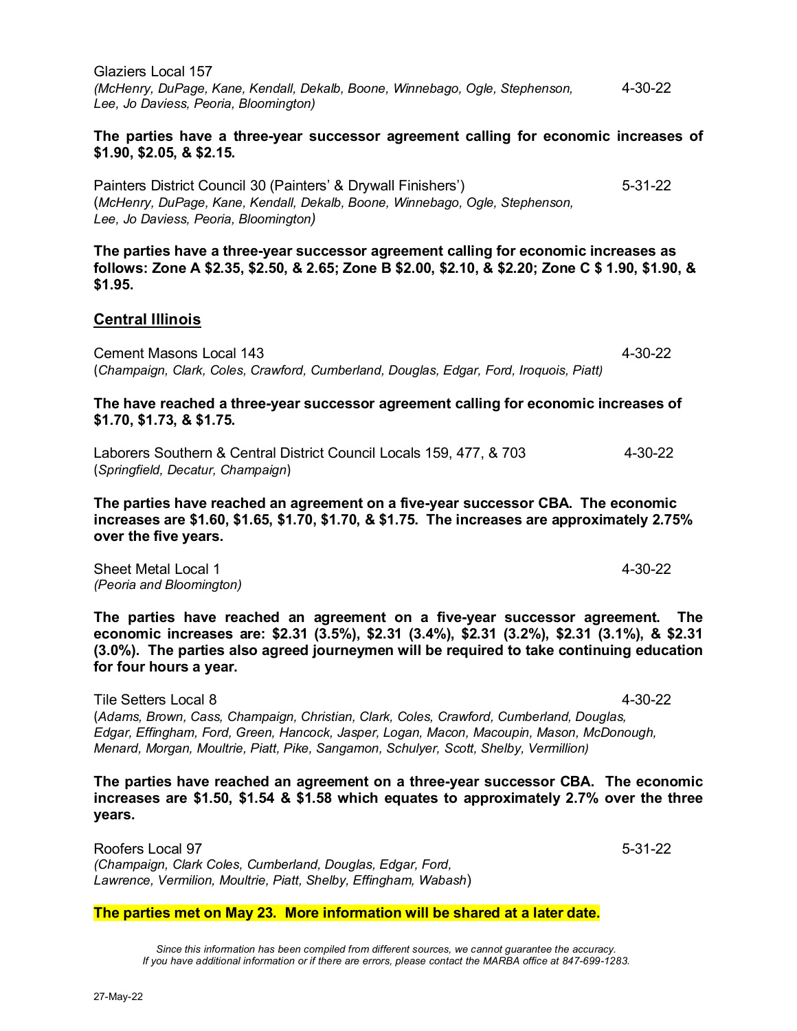Glaziers Local 157 4-30-22
*(McHenry, DuPage, Kane, Kendall, Dekalb, Boone, Winnebago, Ogle, Stephenson, Lee, Jo Daviess, Peoria, Bloomington)*

**The parties have a three-year successor agreement calling for economic increases of $1.90, $2.05, & $2.15.**

Painters District Council 30 (Painters' & Drywall Finishers') 5-31-22
(*McHenry, DuPage, Kane, Kendall, Dekalb, Boone, Winnebago, Ogle, Stephenson, Lee, Jo Daviess, Peoria, Bloomington)*

**The parties have a three-year successor agreement calling for economic increases as follows: Zone A $2.35, $2.50, & 2.65; Zone B $2.00, $2.10, & $2.20; Zone C $ 1.90, $1.90, & $1.95.**

## Central Illinois

Cement Masons Local 143 4-30-22
(*Champaign, Clark, Coles, Crawford, Cumberland, Douglas, Edgar, Ford, Iroquois, Piatt)*

**The have reached a three-year successor agreement calling for economic increases of $1.70, $1.73, & $1.75.**

Laborers Southern & Central District Council Locals 159, 477, & 703 4-30-22
(*Springfield, Decatur, Champaign*)

**The parties have reached an agreement on a five-year successor CBA. The economic increases are $1.60, $1.65, $1.70, $1.70, & $1.75. The increases are approximately 2.75% over the five years.**

Sheet Metal Local 1 4-30-22
*(Peoria and Bloomington)*

**The parties have reached an agreement on a five-year successor agreement. The economic increases are: $2.31 (3.5%), $2.31 (3.4%), $2.31 (3.2%), $2.31 (3.1%), & $2.31 (3.0%). The parties also agreed journeymen will be required to take continuing education for four hours a year.**

Tile Setters Local 8 4-30-22
(*Adams, Brown, Cass, Champaign, Christian, Clark, Coles, Crawford, Cumberland, Douglas, Edgar, Effingham, Ford, Green, Hancock, Jasper, Logan, Macon, Macoupin, Mason, McDonough, Menard, Morgan, Moultrie, Piatt, Pike, Sangamon, Schulyer, Scott, Shelby, Vermillion)*

**The parties have reached an agreement on a three-year successor CBA. The economic increases are $1.50, $1.54 & $1.58 which equates to approximately 2.7% over the three years.**

Roofers Local 97 5-31-22
*(Champaign, Clark Coles, Cumberland, Douglas, Edgar, Ford, Lawrence, Vermilion, Moultrie, Piatt, Shelby, Effingham, Wabash*)

**The parties met on May 23. More information will be shared at a later date.**

*Since this information has been compiled from different sources, we cannot guarantee the accuracy. If you have additional information or if there are errors, please contact the MARBA office at 847-699-1283.*

27-May-22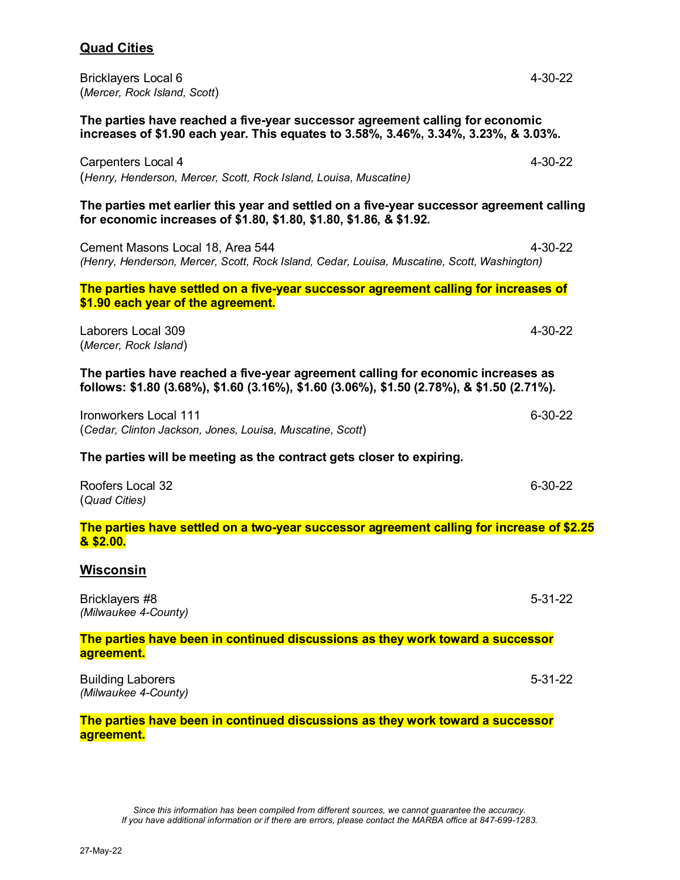## Quad Cities

Bricklayers Local 6 4-30-22
(*Mercer, Rock Island, Scott*)

**The parties have reached a five-year successor agreement calling for economic increases of $1.90 each year. This equates to 3.58%, 3.46%, 3.34%, 3.23%, & 3.03%.**

Carpenters Local 4 4-30-22
(*Henry, Henderson, Mercer, Scott, Rock Island, Louisa, Muscatine)*

**The parties met earlier this year and settled on a five-year successor agreement calling for economic increases of $1.80, $1.80, $1.80, $1.86, & $1.92.**

Cement Masons Local 18, Area 544 4-30-22
*(Henry, Henderson, Mercer, Scott, Rock Island, Cedar, Louisa, Muscatine, Scott, Washington)*

**The parties have settled on a five-year successor agreement calling for increases of $1.90 each year of the agreement.**

Laborers Local 309 4-30-22
(*Mercer, Rock Island*)

**The parties have reached a five-year agreement calling for economic increases as follows: $1.80 (3.68%), $1.60 (3.16%), $1.60 (3.06%), $1.50 (2.78%), & $1.50 (2.71%).**

Ironworkers Local 111 6-30-22
(*Cedar, Clinton Jackson, Jones, Louisa, Muscatine, Scott*)

**The parties will be meeting as the contract gets closer to expiring.**

Roofers Local 32 6-30-22
(*Quad Cities)*

**The parties have settled on a two-year successor agreement calling for increase of $2.25 & $2.00.**

## Wisconsin

Bricklayers #8 5-31-22
*(Milwaukee 4-County)*

**The parties have been in continued discussions as they work toward a successor agreement.**

Building Laborers 5-31-22
*(Milwaukee 4-County)*

**The parties have been in continued discussions as they work toward a successor agreement.**

*Since this information has been compiled from different sources, we cannot guarantee the accuracy. If you have additional information or if there are errors, please contact the MARBA office at 847-699-1283.*

27-May-22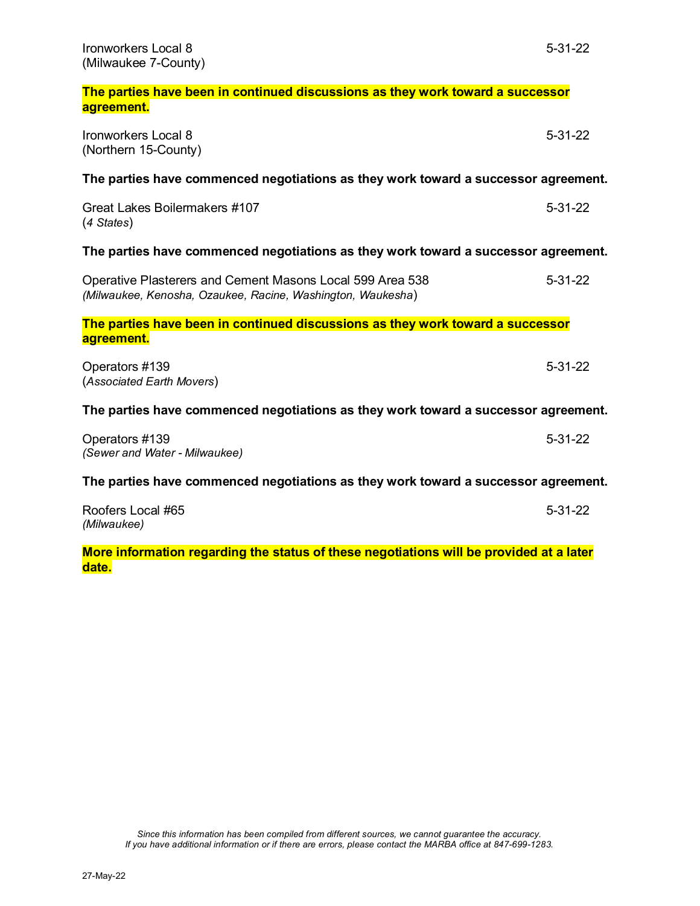Ironworkers Local 8 (Milwaukee 7-County) 5-31-22

**The parties have been in continued discussions as they work toward a successor agreement.**

Ironworkers Local 8 (Northern 15-County) 5-31-22

**The parties have commenced negotiations as they work toward a successor agreement.**

Great Lakes Boilermakers #107 (*4 States*) 5-31-22

**The parties have commenced negotiations as they work toward a successor agreement.**

Operative Plasterers and Cement Masons Local 599 Area 538 (*Milwaukee, Kenosha, Ozaukee, Racine, Washington, Waukesha*) 5-31-22

**The parties have been in continued discussions as they work toward a successor agreement.**

Operators #139 (*Associated Earth Movers*) 5-31-22

**The parties have commenced negotiations as they work toward a successor agreement.**

Operators #139 *(Sewer and Water - Milwaukee)* 5-31-22

**The parties have commenced negotiations as they work toward a successor agreement.**

Roofers Local #65 *(Milwaukee)* 5-31-22

**More information regarding the status of these negotiations will be provided at a later date.**

*Since this information has been compiled from different sources, we cannot guarantee the accuracy.*
*If you have additional information or if there are errors, please contact the MARBA office at 847-699-1283.*

27-May-22